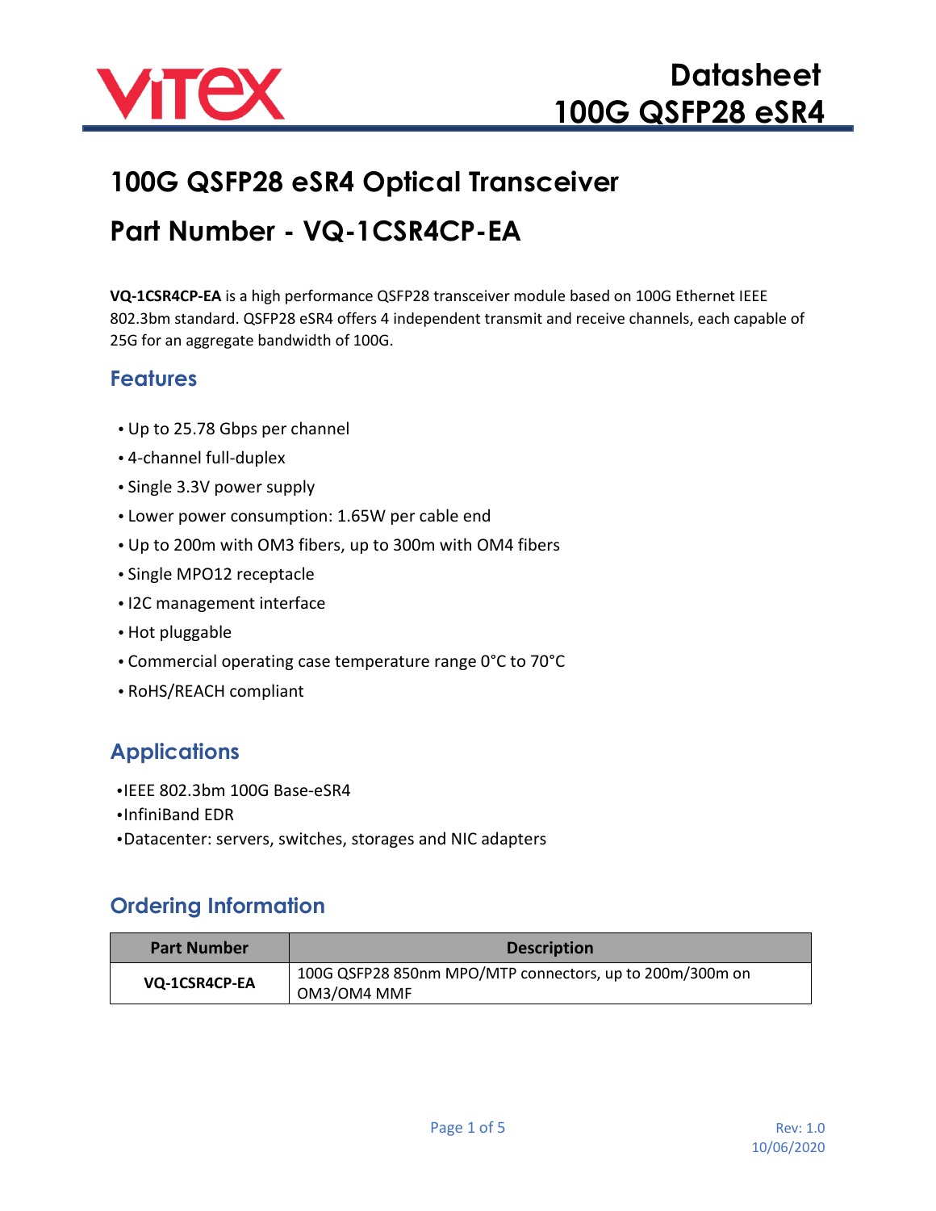# 100G QSFP28 eSR4 Optical Transceiver

# Part Number - VQ-1CSR4CP-EA

**VQ-1CSR4CP-EA** is a high performance QSFP28 transceiver module based on 100G Ethernet IEEE 802.3bm standard. QSFP28 eSR4 offers 4 independent transmit and receive channels, each capable of 25G for an aggregate bandwidth of 100G.

## Features

- Up to 25.78 Gbps per channel
- 4-channel full-duplex
- Single 3.3V power supply
- Lower power consumption: 1.65W per cable end
- Up to 200m with OM3 fibers, up to 300m with OM4 fibers
- Single MPO12 receptacle
- I2C management interface
- Hot pluggable
- Commercial operating case temperature range 0°C to 70°C
- RoHS/REACH compliant

## Applications

- IEEE 802.3bm 100G Base-eSR4
- InfiniBand EDR
- Datacenter: servers, switches, storages and NIC adapters

## Ordering Information

| Part Number | Description |
|---|---|
| **VQ-1CSR4CP-EA** | 100G QSFP28 850nm MPO/MTP connectors, up to 200m/300m on OM3/OM4 MMF |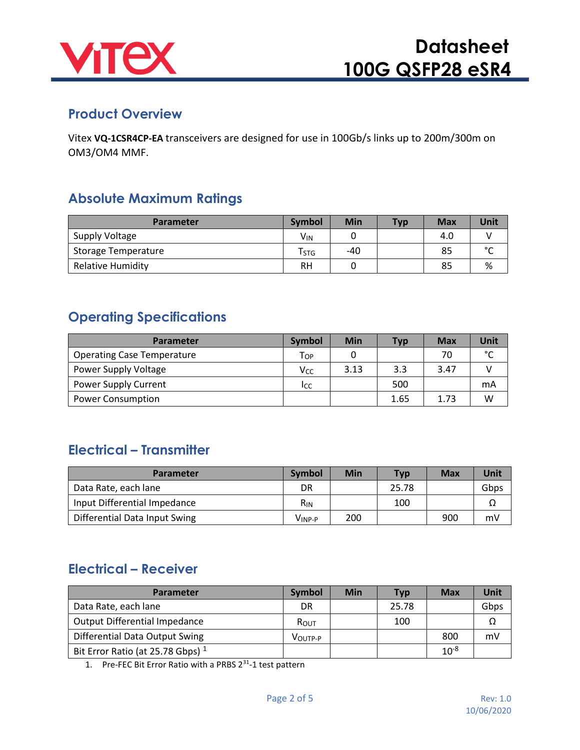## Product Overview

Vitex **VQ-1CSR4CP-EA** transceivers are designed for use in 100Gb/s links up to 200m/300m on OM3/OM4 MMF.

## Absolute Maximum Ratings

| Parameter | Symbol | Min | Typ | Max | Unit |
|---|---|---|---|---|---|
| Supply Voltage | $V_{IN}$ | 0 | | 4.0 | V |
| Storage Temperature | $T_{STG}$ | -40 | | 85 | °C |
| Relative Humidity | RH | 0 | | 85 | % |

## Operating Specifications

| Parameter | Symbol | Min | Typ | Max | Unit |
|---|---|---|---|---|---|
| Operating Case Temperature | $T_{OP}$ | 0 | | 70 | °C |
| Power Supply Voltage | $V_{CC}$ | 3.13 | 3.3 | 3.47 | V |
| Power Supply Current | $I_{CC}$ | | 500 | | mA |
| Power Consumption | | | 1.65 | 1.73 | W |

## Electrical – Transmitter

| Parameter | Symbol | Min | Typ | Max | Unit |
|---|---|---|---|---|---|
| Data Rate, each lane | DR | | 25.78 | | Gbps |
| Input Differential Impedance | $R_{IN}$ | | 100 | | Ω |
| Differential Data Input Swing | $V_{INP-P}$ | 200 | | 900 | mV |

## Electrical – Receiver

| Parameter | Symbol | Min | Typ | Max | Unit |
|---|---|---|---|---|---|
| Data Rate, each lane | DR | | 25.78 | | Gbps |
| Output Differential Impedance | $R_{OUT}$ | | 100 | | Ω |
| Differential Data Output Swing | $V_{OUTP-P}$ | | | 800 | mV |
| Bit Error Ratio (at 25.78 Gbps) [1] | | | | $10^{-8}$ | |

1. Pre-FEC Bit Error Ratio with a PRBS $2^{31}$-1 test pattern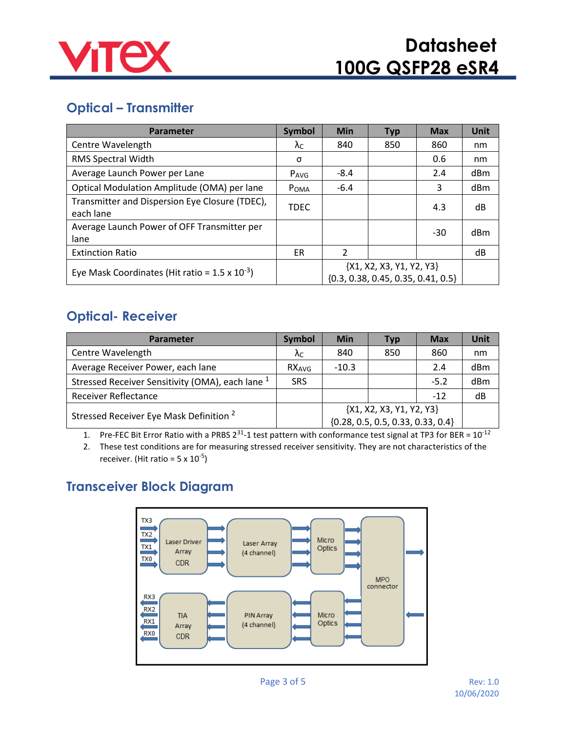## Optical – Transmitter

| Parameter | Symbol | Min | Typ | Max | Unit |
|---|---|---|---|---|---|
| Centre Wavelength | $\lambda_C$ | 840 | 850 | 860 | nm |
| RMS Spectral Width | σ | | | 0.6 | nm |
| Average Launch Power per Lane | $P_{AVG}$ | -8.4 | | 2.4 | dBm |
| Optical Modulation Amplitude (OMA) per lane | $P_{OMA}$ | -6.4 | | 3 | dBm |
| Transmitter and Dispersion Eye Closure (TDEC), each lane | TDEC | | | 4.3 | dB |
| Average Launch Power of OFF Transmitter per lane | | | | -30 | dBm |
| Extinction Ratio | ER | 2 | | | dB |
| Eye Mask Coordinates (Hit ratio = 1.5 x $10^{-3}$) | | {X1, X2, X3, Y1, Y2, Y3} {0.3, 0.38, 0.45, 0.35, 0.41, 0.5} | | | |

## Optical- Receiver

| Parameter | Symbol | Min | Typ | Max | Unit |
|---|---|---|---|---|---|
| Centre Wavelength | $\lambda_C$ | 840 | 850 | 860 | nm |
| Average Receiver Power, each lane | $RX_{AVG}$ | -10.3 | | 2.4 | dBm |
| Stressed Receiver Sensitivity (OMA), each lane [1] | SRS | | | -5.2 | dBm |
| Receiver Reflectance | | | | -12 | dB |
| Stressed Receiver Eye Mask Definition [2] | | {X1, X2, X3, Y1, Y2, Y3} {0.28, 0.5, 0.5, 0.33, 0.33, 0.4} | | | |

1. Pre-FEC Bit Error Ratio with a PRBS $2^{31}$-1 test pattern with conformance test signal at TP3 for BER = $10^{-12}$
2. These test conditions are for measuring stressed receiver sensitivity. They are not characteristics of the receiver. (Hit ratio = 5 x $10^{-5}$)

## Transceiver Block Diagram

TX3 TX2 TX1 TX0 → Laser Driver Array CDR → Laser Array (4 channel) → Micro Optics → MPO connector

RX3 RX2 RX1 RX0 ← TIA Array CDR ← PIN Array (4 channel) ← Micro Optics ← MPO connector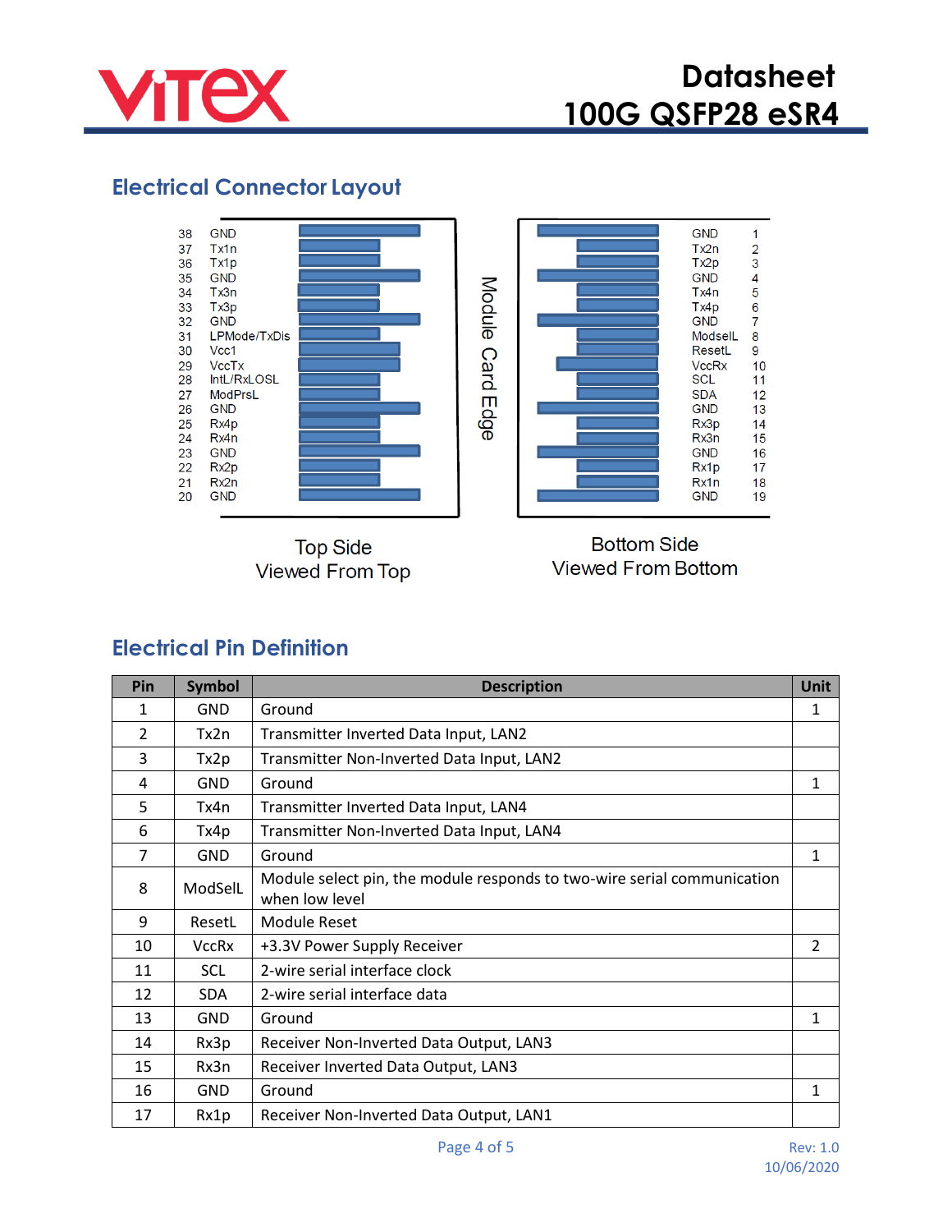## Electrical Connector Layout

| Pin | Symbol |
|---|---|
| 38 | GND |
| 37 | Tx1n |
| 36 | Tx1p |
| 35 | GND |
| 34 | Tx3n |
| 33 | Tx3p |
| 32 | GND |
| 31 | LPMode/TxDis |
| 30 | Vcc1 |
| 29 | VccTx |
| 28 | IntL/RxLOSL |
| 27 | ModPrsL |
| 26 | GND |
| 25 | Rx4p |
| 24 | Rx4n |
| 23 | GND |
| 22 | Rx2p |
| 21 | Rx2n |
| 20 | GND |

| Symbol | Pin |
|---|---|
| GND | 1 |
| Tx2n | 2 |
| Tx2p | 3 |
| GND | 4 |
| Tx4n | 5 |
| Tx4p | 6 |
| GND | 7 |
| ModselL | 8 |
| ResetL | 9 |
| VccRx | 10 |
| SCL | 11 |
| SDA | 12 |
| GND | 13 |
| Rx3p | 14 |
| Rx3n | 15 |
| GND | 16 |
| Rx1p | 17 |
| Rx1n | 18 |
| GND | 19 |

Module Card Edge

Top Side
Viewed From Top

Bottom Side
Viewed From Bottom

## Electrical Pin Definition

| Pin | Symbol | Description | Unit |
|---|---|---|---|
| 1 | GND | Ground | 1 |
| 2 | Tx2n | Transmitter Inverted Data Input, LAN2 | |
| 3 | Tx2p | Transmitter Non-Inverted Data Input, LAN2 | |
| 4 | GND | Ground | 1 |
| 5 | Tx4n | Transmitter Inverted Data Input, LAN4 | |
| 6 | Tx4p | Transmitter Non-Inverted Data Input, LAN4 | |
| 7 | GND | Ground | 1 |
| 8 | ModSelL | Module select pin, the module responds to two-wire serial communication when low level | |
| 9 | ResetL | Module Reset | |
| 10 | VccRx | +3.3V Power Supply Receiver | 2 |
| 11 | SCL | 2-wire serial interface clock | |
| 12 | SDA | 2-wire serial interface data | |
| 13 | GND | Ground | 1 |
| 14 | Rx3p | Receiver Non-Inverted Data Output, LAN3 | |
| 15 | Rx3n | Receiver Inverted Data Output, LAN3 | |
| 16 | GND | Ground | 1 |
| 17 | Rx1p | Receiver Non-Inverted Data Output, LAN1 | |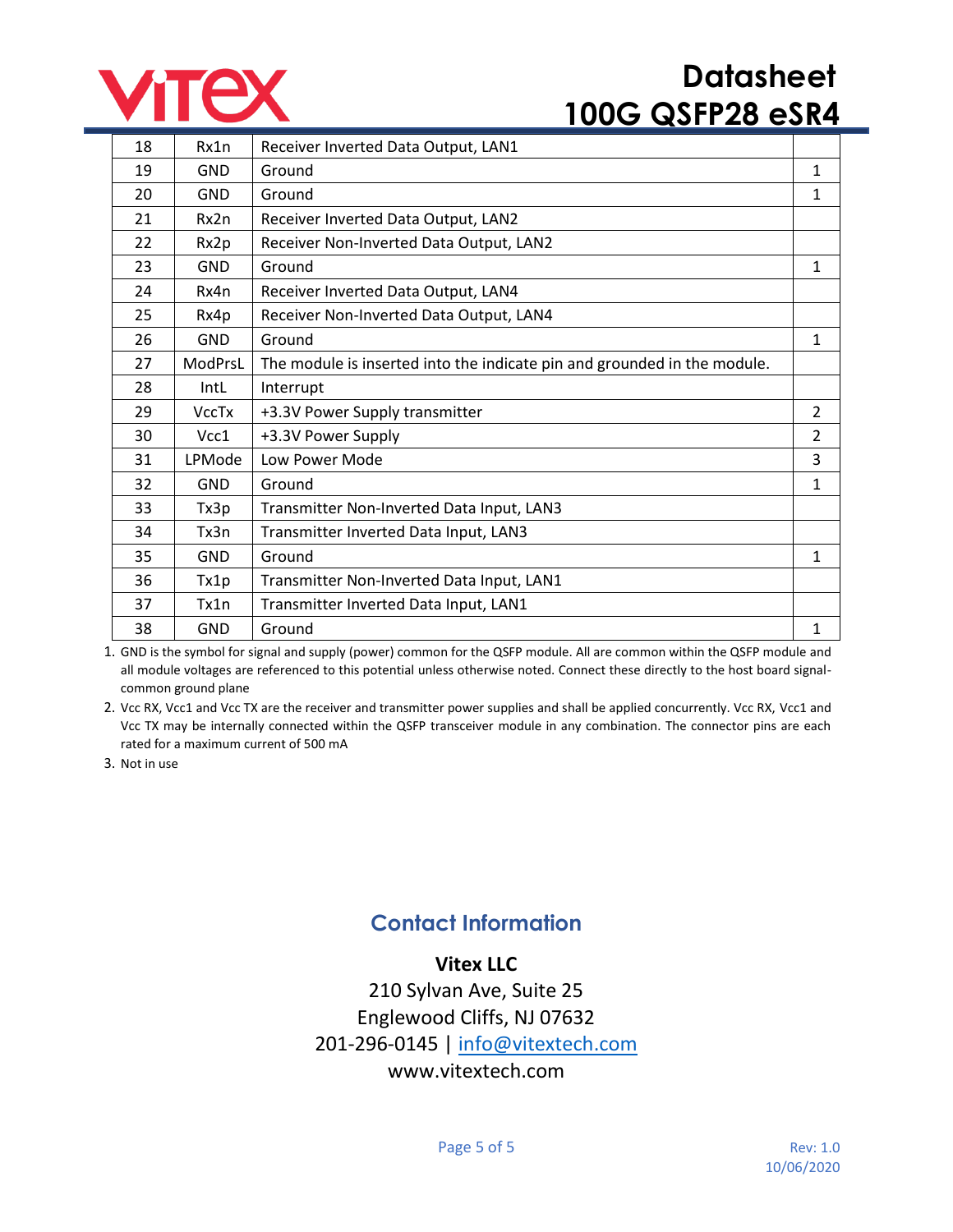| | | | |
|---|---|---|---|
| 18 | Rx1n | Receiver Inverted Data Output, LAN1 | |
| 19 | GND | Ground | 1 |
| 20 | GND | Ground | 1 |
| 21 | Rx2n | Receiver Inverted Data Output, LAN2 | |
| 22 | Rx2p | Receiver Non-Inverted Data Output, LAN2 | |
| 23 | GND | Ground | 1 |
| 24 | Rx4n | Receiver Inverted Data Output, LAN4 | |
| 25 | Rx4p | Receiver Non-Inverted Data Output, LAN4 | |
| 26 | GND | Ground | 1 |
| 27 | ModPrsL | The module is inserted into the indicate pin and grounded in the module. | |
| 28 | IntL | Interrupt | |
| 29 | VccTx | +3.3V Power Supply transmitter | 2 |
| 30 | Vcc1 | +3.3V Power Supply | 2 |
| 31 | LPMode | Low Power Mode | 3 |
| 32 | GND | Ground | 1 |
| 33 | Tx3p | Transmitter Non-Inverted Data Input, LAN3 | |
| 34 | Tx3n | Transmitter Inverted Data Input, LAN3 | |
| 35 | GND | Ground | 1 |
| 36 | Tx1p | Transmitter Non-Inverted Data Input, LAN1 | |
| 37 | Tx1n | Transmitter Inverted Data Input, LAN1 | |
| 38 | GND | Ground | 1 |

1. GND is the symbol for signal and supply (power) common for the QSFP module. All are common within the QSFP module and all module voltages are referenced to this potential unless otherwise noted. Connect these directly to the host board signal-common ground plane
2. Vcc RX, Vcc1 and Vcc TX are the receiver and transmitter power supplies and shall be applied concurrently. Vcc RX, Vcc1 and Vcc TX may be internally connected within the QSFP transceiver module in any combination. The connector pins are each rated for a maximum current of 500 mA
3. Not in use

## Contact Information

**Vitex LLC**

210 Sylvan Ave, Suite 25

Englewood Cliffs, NJ 07632

201-296-0145 | info@vitextech.com

www.vitextech.com

Rev: 1.0
10/06/2020